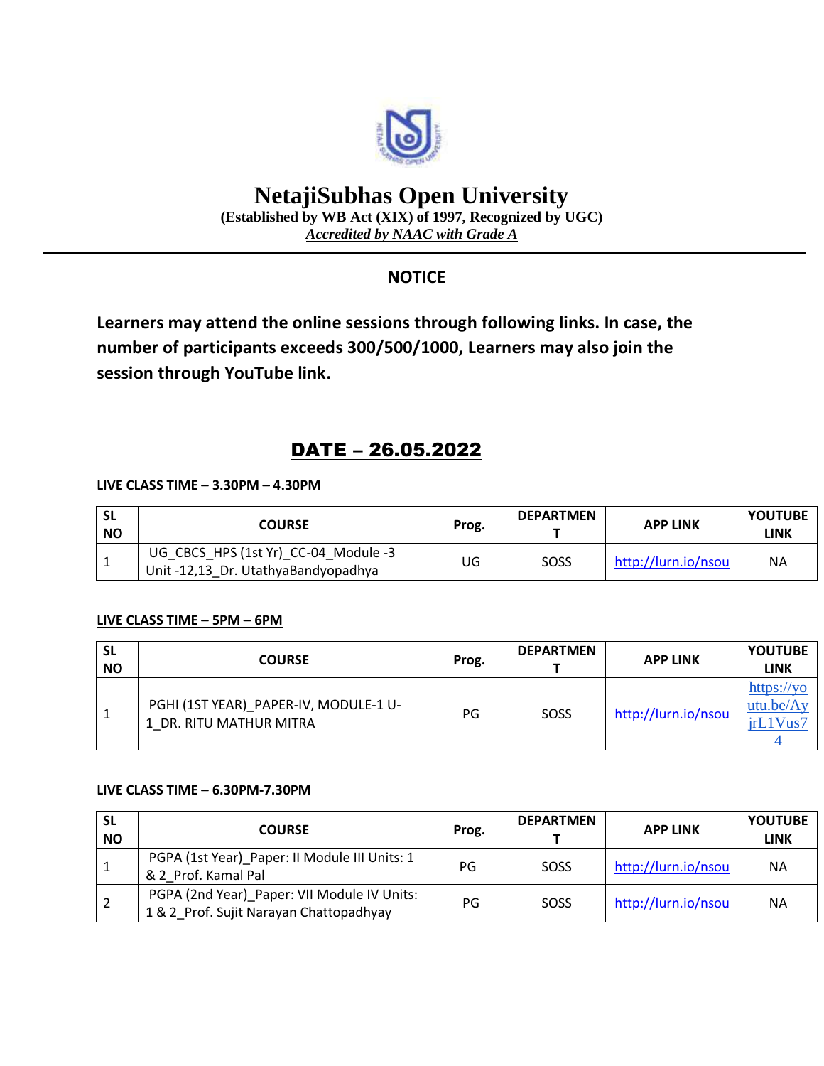# NetajiSubhas Open University

**(Established by WB Act (XIX) of 1997, Recognized by UGC)**

***Accredited by NAAC with Grade A***

## NOTICE

**Learners may attend the online sessions through following links. In case, the number of participants exceeds 300/500/1000, Learners may also join the session through YouTube link.**

## DATE – 26.05.2022

**LIVE CLASS TIME – 3.30PM – 4.30PM**

| SL NO | COURSE | Prog. | DEPARTMENT | APP LINK | YOUTUBE LINK |
|---|---|---|---|---|---|
| 1 | UG_CBCS_HPS (1st Yr)_CC-04_Module -3 Unit -12,13_Dr. UtathyaBandyopadhya | UG | SOSS | http://lurn.io/nsou | NA |

**LIVE CLASS TIME – 5PM – 6PM**

| SL NO | COURSE | Prog. | DEPARTMENT | APP LINK | YOUTUBE LINK |
|---|---|---|---|---|---|
| 1 | PGHI (1ST YEAR)_PAPER-IV, MODULE-1 U-1_DR. RITU MATHUR MITRA | PG | SOSS | http://lurn.io/nsou | https://youtu.be/AyjrL1Vus74 |

**LIVE CLASS TIME – 6.30PM-7.30PM**

| SL NO | COURSE | Prog. | DEPARTMENT | APP LINK | YOUTUBE LINK |
|---|---|---|---|---|---|
| 1 | PGPA (1st Year)_Paper: II Module III Units: 1 & 2_Prof. Kamal Pal | PG | SOSS | http://lurn.io/nsou | NA |
| 2 | PGPA (2nd Year)_Paper: VII Module IV Units: 1 & 2_Prof. Sujit Narayan Chattopadhyay | PG | SOSS | http://lurn.io/nsou | NA |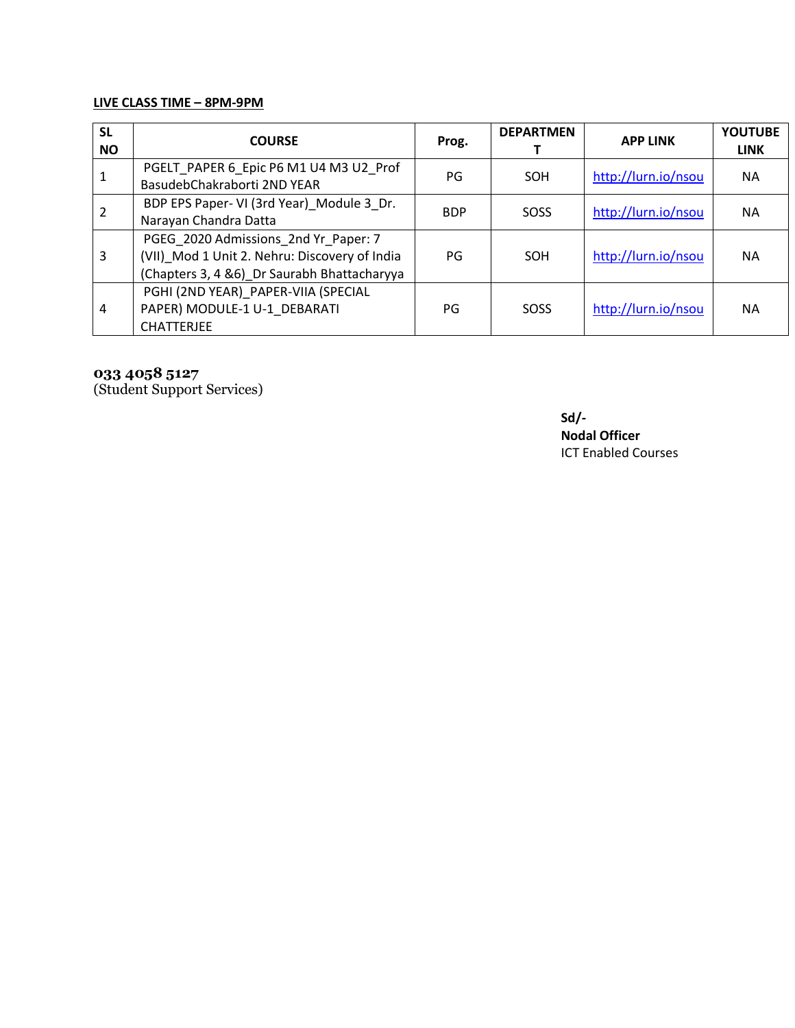**LIVE CLASS TIME – 8PM-9PM**

| SL NO | COURSE | Prog. | DEPARTMENT | APP LINK | YOUTUBE LINK |
|---|---|---|---|---|---|
| 1 | PGELT_PAPER 6_Epic P6 M1 U4 M3 U2_Prof BasudebChakraborti 2ND YEAR | PG | SOH | http://lurn.io/nsou | NA |
| 2 | BDP EPS Paper- VI (3rd Year)_Module 3_Dr. Narayan Chandra Datta | BDP | SOSS | http://lurn.io/nsou | NA |
| 3 | PGEG_2020 Admissions_2nd Yr_Paper: 7 (VII)_Mod 1 Unit 2. Nehru: Discovery of India (Chapters 3, 4 &6)_Dr Saurabh Bhattacharyya | PG | SOH | http://lurn.io/nsou | NA |
| 4 | PGHI (2ND YEAR)_PAPER-VIIA (SPECIAL PAPER) MODULE-1 U-1_DEBARATI CHATTERJEE | PG | SOSS | http://lurn.io/nsou | NA |

**033 4058 5127**
(Student Support Services)

**Sd/-**
**Nodal Officer**
ICT Enabled Courses